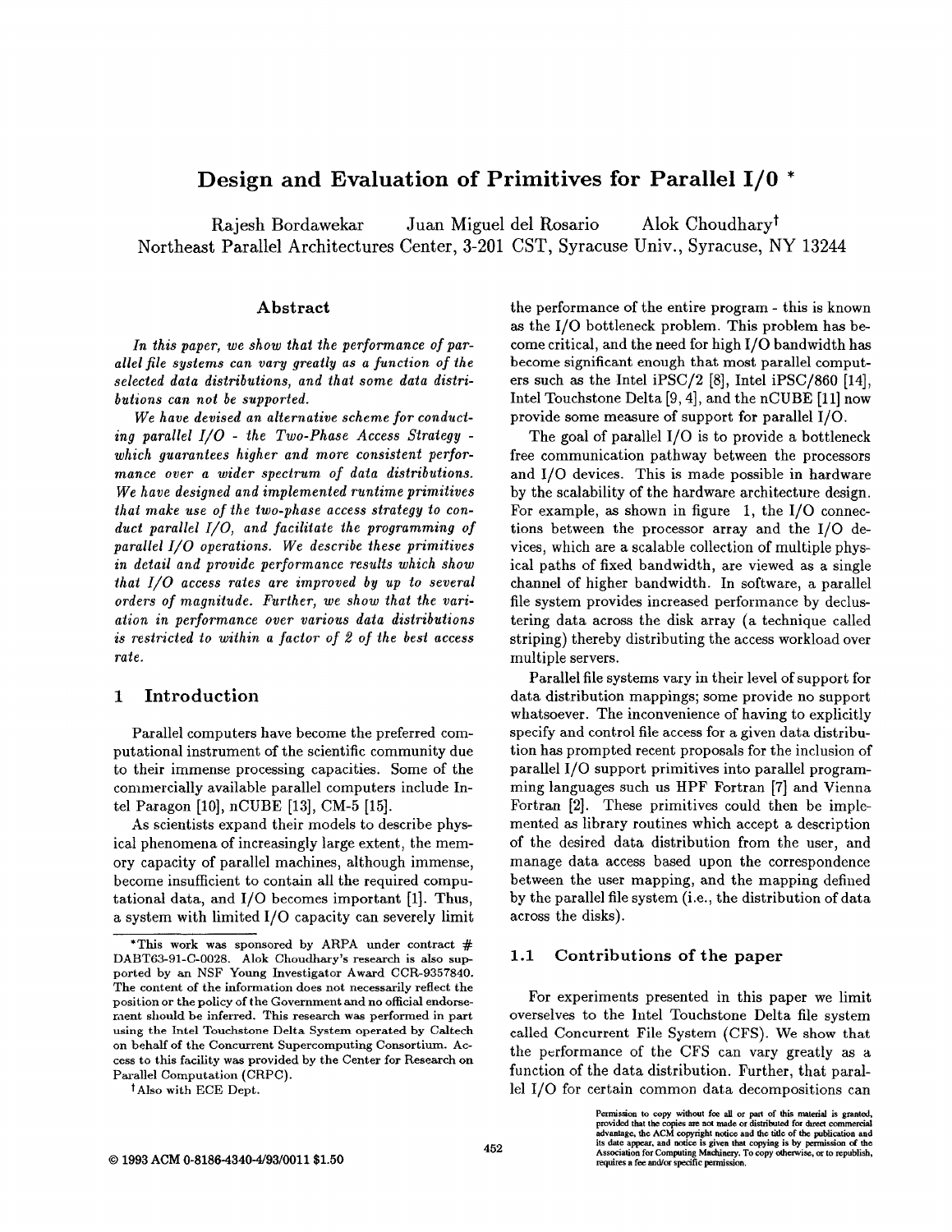# Design and Evaluation of Primitives for Parallel I/O *

Rajesh Bordawekar Juan Miguel del Rosario Alok Choudhary†

Northeast Parallel Architectures Center, 3-201 CST, Syracuse Univ., Syracuse, NY 13244

## Abstract

*In this paper, we show that the performance of parallel file systems can vary greatly as a function of the selected data distributions, and that some data distributions can not be supported.*

*We have devised an alternative scheme for conducting parallel I/O - the Two-Phase Access Strategy - which guarantees higher and more consistent performance over a wider spectrum of data distributions. We have designed and implemented runtime primitives that make use of the two-phase access strategy to conduct parallel I/O, and facilitate the programming of parallel I/O operations. We describe these primitives in detail and provide performance results which show that I/O access rates are improved by up to several orders of magnitude. Further, we show that the variation in performance over various data distributions is restricted to within a factor of 2 of the best access rate.*

## 1 Introduction

Parallel computers have become the preferred computational instrument of the scientific community due to their immense processing capacities. Some of the commercially available parallel computers include Intel Paragon [10], nCUBE [13], CM-5 [15].

As scientists expand their models to describe physical phenomena of increasingly large extent, the memory capacity of parallel machines, although immense, become insufficient to contain all the required computational data, and I/O becomes important [1]. Thus, a system with limited I/O capacity can severely limit the performance of the entire program - this is known as the I/O bottleneck problem. This problem has become critical, and the need for high I/O bandwidth has become significant enough that most parallel computers such as the Intel iPSC/2 [8], Intel iPSC/860 [14], Intel Touchstone Delta [9, 4], and the nCUBE [11] now provide some measure of support for parallel I/O.

The goal of parallel I/O is to provide a bottleneck free communication pathway between the processors and I/O devices. This is made possible in hardware by the scalability of the hardware architecture design. For example, as shown in figure 1, the I/O connections between the processor array and the I/O devices, which are a scalable collection of multiple physical paths of fixed bandwidth, are viewed as a single channel of higher bandwidth. In software, a parallel file system provides increased performance by declustering data across the disk array (a technique called striping) thereby distributing the access workload over multiple servers.

Parallel file systems vary in their level of support for data distribution mappings; some provide no support whatsoever. The inconvenience of having to explicitly specify and control file access for a given data distribution has prompted recent proposals for the inclusion of parallel I/O support primitives into parallel programming languages such us HPF Fortran [7] and Vienna Fortran [2]. These primitives could then be implemented as library routines which accept a description of the desired data distribution from the user, and manage data access based upon the correspondence between the user mapping, and the mapping defined by the parallel file system (i.e., the distribution of data across the disks).

### 1.1 Contributions of the paper

For experiments presented in this paper we limit overselves to the Intel Touchstone Delta file system called Concurrent File System (CFS). We show that the performance of the CFS can vary greatly as a function of the data distribution. Further, that parallel I/O for certain common data decompositions can

*This work was sponsored by ARPA under contract # DABT63-91-C-0028. Alok Choudhary's research is also supported by an NSF Young Investigator Award CCR-9357840. The content of the information does not necessarily reflect the position or the policy of the Government and no official endorsement should be inferred. This research was performed in part using the Intel Touchstone Delta System operated by Caltech on behalf of the Concurrent Supercomputing Consortium. Access to this facility was provided by the Center for Research on Parallel Computation (CRPC).

†Also with ECE Dept.

© 1993 ACM 0-8186-4340-4/93/0011 $1.50

Permission to copy without fee all or part of this material is granted, provided that the copies are not made or distributed for direct commercial advantage, the ACM copyright notice and the title of the publication and its date appear, and notice is given that copying is by permission of the Association for Computing Machinery. To copy otherwise, or to republish, requires a fee and/or specific permission.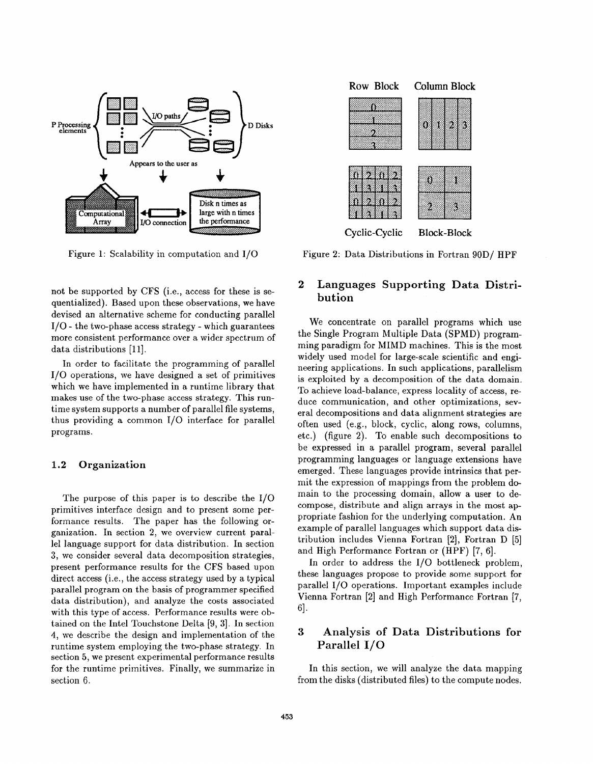Figure 1: Scalability in computation and I/O

Figure 2: Data Distributions in Fortran 90D/ HPF

not be supported by CFS (i.e., access for these is sequentialized). Based upon these observations, we have devised an alternative scheme for conducting parallel I/O - the two-phase access strategy - which guarantees more consistent performance over a wider spectrum of data distributions [11].

In order to facilitate the programming of parallel I/O operations, we have designed a set of primitives which we have implemented in a runtime library that makes use of the two-phase access strategy. This runtime system supports a number of parallel file systems, thus providing a common I/O interface for parallel programs.

### 1.2 Organization

The purpose of this paper is to describe the I/O primitives interface design and to present some performance results. The paper has the following organization. In section 2, we overview current parallel language support for data distribution. In section 3, we consider several data decomposition strategies, present performance results for the CFS based upon direct access (i.e., the access strategy used by a typical parallel program on the basis of programmer specified data distribution), and analyze the costs associated with this type of access. Performance results were obtained on the Intel Touchstone Delta [9, 3]. In section 4, we describe the design and implementation of the runtime system employing the two-phase strategy. In section 5, we present experimental performance results for the runtime primitives. Finally, we summarize in section 6.

## 2 Languages Supporting Data Distribution

We concentrate on parallel programs which use the Single Program Multiple Data (SPMD) programming paradigm for MIMD machines. This is the most widely used model for large-scale scientific and engineering applications. In such applications, parallelism is exploited by a decomposition of the data domain. To achieve load-balance, express locality of access, reduce communication, and other optimizations, several decompositions and data alignment strategies are often used (e.g., block, cyclic, along rows, columns, etc.) (figure 2). To enable such decompositions to be expressed in a parallel program, several parallel programming languages or language extensions have emerged. These languages provide intrinsics that permit the expression of mappings from the problem domain to the processing domain, allow a user to decompose, distribute and align arrays in the most appropriate fashion for the underlying computation. An example of parallel languages which support data distribution includes Vienna Fortran [2], Fortran D [5] and High Performance Fortran or (HPF) [7, 6].

In order to address the I/O bottleneck problem, these languages propose to provide some support for parallel I/O operations. Important examples include Vienna Fortran [2] and High Performance Fortran [7, 6].

## 3 Analysis of Data Distributions for Parallel I/O

In this section, we will analyze the data mapping from the disks (distributed files) to the compute nodes.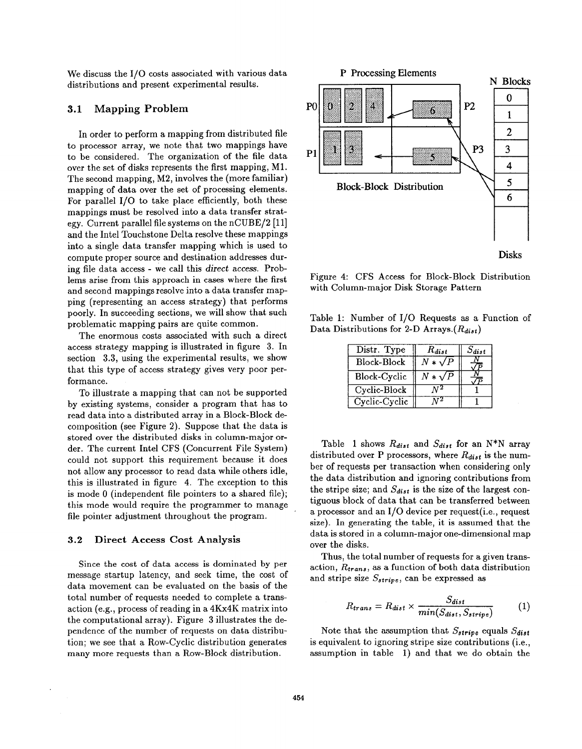We discuss the I/O costs associated with various data distributions and present experimental results.

### 3.1 Mapping Problem

In order to perform a mapping from distributed file to processor array, we note that two mappings have to be considered. The organization of the file data over the set of disks represents the first mapping, M1. The second mapping, M2, involves the (more familiar) mapping of data over the set of processing elements. For parallel I/O to take place efficiently, both these mappings must be resolved into a data transfer strategy. Current parallel file systems on the nCUBE/2 [11] and the Intel Touchstone Delta resolve these mappings into a single data transfer mapping which is used to compute proper source and destination addresses during file data access - we call this *direct access*. Problems arise from this approach in cases where the first and second mappings resolve into a data transfer mapping (representing an access strategy) that performs poorly. In succeeding sections, we will show that such problematic mapping pairs are quite common.

The enormous costs associated with such a direct access strategy mapping is illustrated in figure 3. In section 3.3, using the experimental results, we show that this type of access strategy gives very poor performance.

To illustrate a mapping that can not be supported by existing systems, consider a program that has to read data into a distributed array in a Block-Block decomposition (see Figure 2). Suppose that the data is stored over the distributed disks in column-major order. The current Intel CFS (Concurrent File System) could not support this requirement because it does not allow any processor to read data while others idle, this is illustrated in figure 4. The exception to this is mode 0 (independent file pointers to a shared file); this mode would require the programmer to manage file pointer adjustment throughout the program.

### 3.2 Direct Access Cost Analysis

Since the cost of data access is dominated by per message startup latency, and seek time, the cost of data movement can be evaluated on the basis of the total number of requests needed to complete a transaction (e.g., process of reading in a 4Kx4K matrix into the computational array). Figure 3 illustrates the dependence of the number of requests on data distribution; we see that a Row-Cyclic distribution generates many more requests than a Row-Block distribution.

P Processing Elements

N Blocks

Block-Block Distribution

Disks

Figure 4: CFS Access for Block-Block Distribution with Column-major Disk Storage Pattern

Table 1: Number of I/O Requests as a Function of Data Distributions for 2-D Arrays.($R_{dist}$)

| Distr. Type | $R_{dist}$ | $S_{dist}$ |
|---|---|---|
| Block-Block | $N * \sqrt{P}$ | $\frac{N}{\sqrt{P}}$ |
| Block-Cyclic | $N * \sqrt{P}$ | $\frac{N}{\sqrt{P}}$ |
| Cyclic-Block | $N^2$ | 1 |
| Cyclic-Cyclic | $N^2$ | 1 |

Table 1 shows $R_{dist}$ and $S_{dist}$ for an N*N array distributed over P processors, where $R_{dist}$ is the number of requests per transaction when considering only the data distribution and ignoring contributions from the stripe size; and $S_{dist}$ is the size of the largest contiguous block of data that can be transferred between a processor and an I/O device per request(i.e., request size). In generating the table, it is assumed that the data is stored in a column-major one-dimensional map over the disks.

Thus, the total number of requests for a given transaction, $R_{trans}$, as a function of both data distribution and stripe size $S_{stripe}$, can be expressed as

$$R_{trans} = R_{dist} \times \frac{S_{dist}}{min(S_{dist}, S_{stripe})} \quad (1)$$

Note that the assumption that $S_{stripe}$ equals $S_{dist}$ is equivalent to ignoring stripe size contributions (i.e., assumption in table 1) and that we do obtain the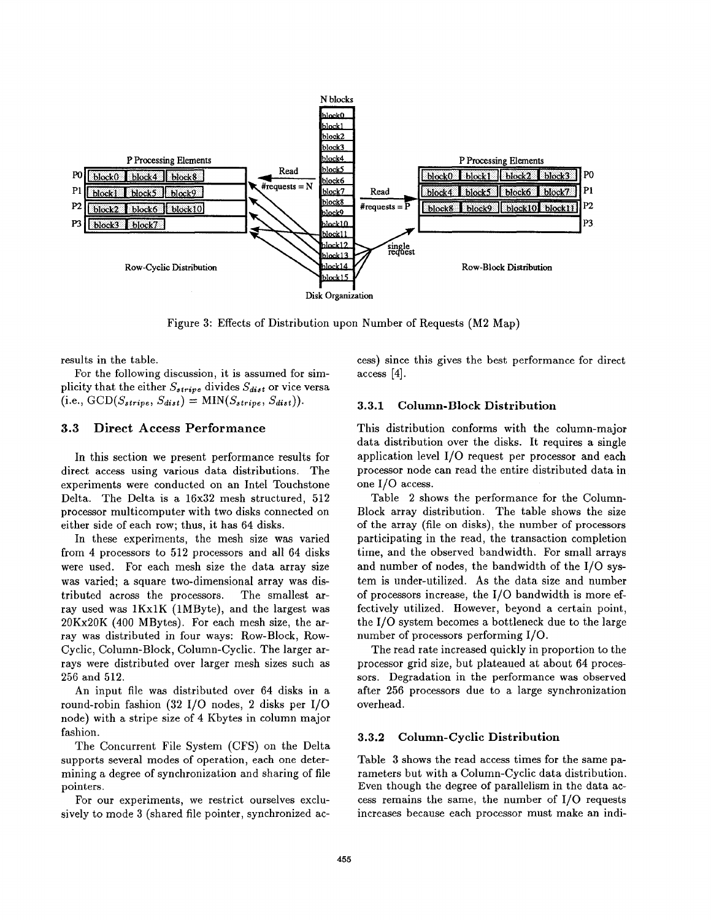Figure 3: Effects of Distribution upon Number of Requests (M2 Map)

results in the table.

For the following discussion, it is assumed for simplicity that the either $S_{stripe}$ divides $S_{dist}$ or vice versa (i.e., $\text{GCD}(S_{stripe}, S_{dist}) = \text{MIN}(S_{stripe}, S_{dist})$).

## 3.3 Direct Access Performance

In this section we present performance results for direct access using various data distributions. The experiments were conducted on an Intel Touchstone Delta. The Delta is a 16x32 mesh structured, 512 processor multicomputer with two disks connected on either side of each row; thus, it has 64 disks.

In these experiments, the mesh size was varied from 4 processors to 512 processors and all 64 disks were used. For each mesh size the data array size was varied; a square two-dimensional array was distributed across the processors. The smallest array used was 1Kx1K (1MByte), and the largest was 20Kx20K (400 MBytes). For each mesh size, the array was distributed in four ways: Row-Block, Row-Cyclic, Column-Block, Column-Cyclic. The larger arrays were distributed over larger mesh sizes such as 256 and 512.

An input file was distributed over 64 disks in a round-robin fashion (32 I/O nodes, 2 disks per I/O node) with a stripe size of 4 Kbytes in column major fashion.

The Concurrent File System (CFS) on the Delta supports several modes of operation, each one determining a degree of synchronization and sharing of file pointers.

For our experiments, we restrict ourselves exclusively to mode 3 (shared file pointer, synchronized access) since this gives the best performance for direct access [4].

### 3.3.1 Column-Block Distribution

This distribution conforms with the column-major data distribution over the disks. It requires a single application level I/O request per processor and each processor node can read the entire distributed data in one I/O access.

Table 2 shows the performance for the Column-Block array distribution. The table shows the size of the array (file on disks), the number of processors participating in the read, the transaction completion time, and the observed bandwidth. For small arrays and number of nodes, the bandwidth of the I/O system is under-utilized. As the data size and number of processors increase, the I/O bandwidth is more effectively utilized. However, beyond a certain point, the I/O system becomes a bottleneck due to the large number of processors performing I/O.

The read rate increased quickly in proportion to the processor grid size, but plateaued at about 64 processors. Degradation in the performance was observed after 256 processors due to a large synchronization overhead.

### 3.3.2 Column-Cyclic Distribution

Table 3 shows the read access times for the same parameters but with a Column-Cyclic data distribution. Even though the degree of parallelism in the data access remains the same, the number of I/O requests increases because each processor must make an indi-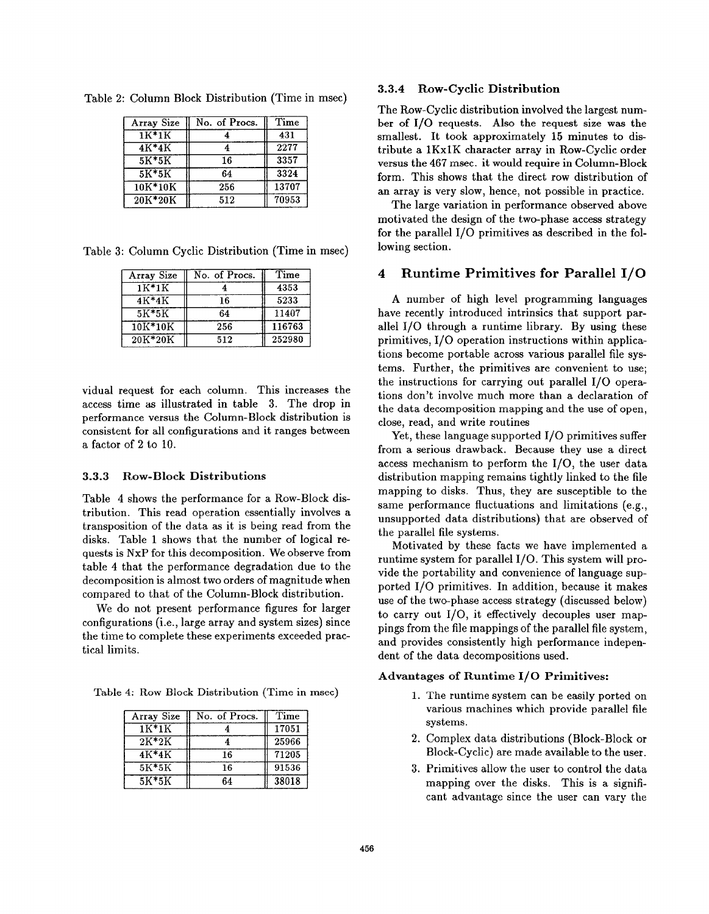Table 2: Column Block Distribution (Time in msec)

| Array Size | No. of Procs. | Time |
|---|---|---|
| 1K*1K | 4 | 431 |
| 4K*4K | 4 | 2277 |
| 5K*5K | 16 | 3357 |
| 5K*5K | 64 | 3324 |
| 10K*10K | 256 | 13707 |
| 20K*20K | 512 | 70953 |

Table 3: Column Cyclic Distribution (Time in msec)

| Array Size | No. of Procs. | Time |
|---|---|---|
| 1K*1K | 4 | 4353 |
| 4K*4K | 16 | 5233 |
| 5K*5K | 64 | 11407 |
| 10K*10K | 256 | 116763 |
| 20K*20K | 512 | 252980 |

vidual request for each column. This increases the access time as illustrated in table 3. The drop in performance versus the Column-Block distribution is consistent for all configurations and it ranges between a factor of 2 to 10.

### 3.3.3 Row-Block Distributions

Table 4 shows the performance for a Row-Block distribution. This read operation essentially involves a transposition of the data as it is being read from the disks. Table 1 shows that the number of logical requests is NxP for this decomposition. We observe from table 4 that the performance degradation due to the decomposition is almost two orders of magnitude when compared to that of the Column-Block distribution.

We do not present performance figures for larger configurations (i.e., large array and system sizes) since the time to complete these experiments exceeded practical limits.

Table 4: Row Block Distribution (Time in msec)

| Array Size | No. of Procs. | Time |
|---|---|---|
| 1K*1K | 4 | 17051 |
| 2K*2K | 4 | 25966 |
| 4K*4K | 16 | 71205 |
| 5K*5K | 16 | 91536 |
| 5K*5K | 64 | 38018 |

### 3.3.4 Row-Cyclic Distribution

The Row-Cyclic distribution involved the largest number of I/O requests. Also the request size was the smallest. It took approximately 15 minutes to distribute a 1Kx1K character array in Row-Cyclic order versus the 467 msec. it would require in Column-Block form. This shows that the direct row distribution of an array is very slow, hence, not possible in practice.

The large variation in performance observed above motivated the design of the two-phase access strategy for the parallel I/O primitives as described in the following section.

## 4 Runtime Primitives for Parallel I/O

A number of high level programming languages have recently introduced intrinsics that support parallel I/O through a runtime library. By using these primitives, I/O operation instructions within applications become portable across various parallel file systems. Further, the primitives are convenient to use; the instructions for carrying out parallel I/O operations don't involve much more than a declaration of the data decomposition mapping and the use of open, close, read, and write routines

Yet, these language supported I/O primitives suffer from a serious drawback. Because they use a direct access mechanism to perform the I/O, the user data distribution mapping remains tightly linked to the file mapping to disks. Thus, they are susceptible to the same performance fluctuations and limitations (e.g., unsupported data distributions) that are observed of the parallel file systems.

Motivated by these facts we have implemented a runtime system for parallel I/O. This system will provide the portability and convenience of language supported I/O primitives. In addition, because it makes use of the two-phase access strategy (discussed below) to carry out I/O, it effectively decouples user mappings from the file mappings of the parallel file system, and provides consistently high performance independent of the data decompositions used.

**Advantages of Runtime I/O Primitives:**

1. The runtime system can be easily ported on various machines which provide parallel file systems.
2. Complex data distributions (Block-Block or Block-Cyclic) are made available to the user.
3. Primitives allow the user to control the data mapping over the disks. This is a significant advantage since the user can vary the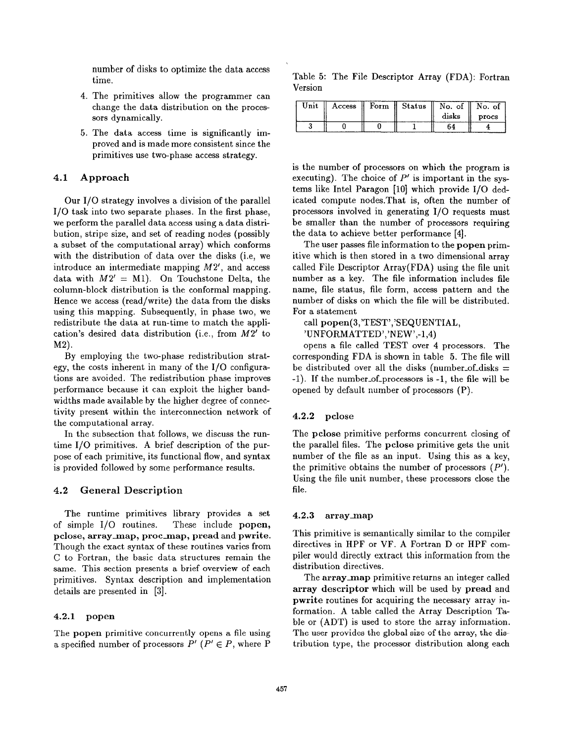number of disks to optimize the data access time.

4. The primitives allow the programmer can change the data distribution on the processors dynamically.

5. The data access time is significantly improved and is made more consistent since the primitives use two-phase access strategy.

### 4.1 Approach

Our I/O strategy involves a division of the parallel I/O task into two separate phases. In the first phase, we perform the parallel data access using a data distribution, stripe size, and set of reading nodes (possibly a subset of the computational array) which conforms with the distribution of data over the disks (i.e, we introduce an intermediate mapping $M2'$, and access data with $M2' = \text{M1}$). On Touchstone Delta, the column-block distribution is the conformal mapping. Hence we access (read/write) the data from the disks using this mapping. Subsequently, in phase two, we redistribute the data at run-time to match the application's desired data distribution (i.e., from $M2'$ to M2).

By employing the two-phase redistribution strategy, the costs inherent in many of the I/O configurations are avoided. The redistribution phase improves performance because it can exploit the higher bandwidths made available by the higher degree of connectivity present within the interconnection network of the computational array.

In the subsection that follows, we discuss the runtime I/O primitives. A brief description of the purpose of each primitive, its functional flow, and syntax is provided followed by some performance results.

### 4.2 General Description

The runtime primitives library provides a set of simple I/O routines. These include **popen, pclose, array_map, proc_map, pread** and **pwrite**. Though the exact syntax of these routines varies from C to Fortran, the basic data structures remain the same. This section presents a brief overview of each primitives. Syntax description and implementation details are presented in [3].

#### 4.2.1 popen

The **popen** primitive concurrently opens a file using a specified number of processors $P'$ ($P' \in P$, where P is the number of processors on which the program is executing). The choice of $P'$ is important in the systems like Intel Paragon [10] which provide I/O dedicated compute nodes.That is, often the number of processors involved in generating I/O requests must be smaller than the number of processors requiring the data to achieve better performance [4].

Table 5: The File Descriptor Array (FDA): Fortran Version

| Unit | Access | Form | Status | No. of disks | No. of procs |
|---|---|---|---|---|---|
| 3 | 0 | 0 | 1 | 64 | 4 |

The user passes file information to the **popen** primitive which is then stored in a two dimensional array called File Descriptor Array(FDA) using the file unit number as a key. The file information includes file name, file status, file form, access pattern and the number of disks on which the file will be distributed. For a statement

call **popen**(3,'TEST','SEQUENTIAL, 'UNFORMATTED','NEW',-1,4)

opens a file called TEST over 4 processors. The corresponding FDA is shown in table 5. The file will be distributed over all the disks (number_of_disks = -1). If the number_of_processors is -1, the file will be opened by default number of processors (P).

#### 4.2.2 pclose

The **pclose** primitive performs concurrent closing of the parallel files. The **pclose** primitive gets the unit number of the file as an input. Using this as a key, the primitive obtains the number of processors ($P'$). Using the file unit number, these processors close the file.

#### 4.2.3 array_map

This primitive is semantically similar to the compiler directives in HPF or VF. A Fortran D or HPF compiler would directly extract this information from the distribution directives.

The **array_map** primitive returns an integer called **array descriptor** which will be used by **pread** and **pwrite** routines for acquiring the necessary array information. A table called the Array Description Table or (ADT) is used to store the array information. The user provides the global size of the array, the distribution type, the processor distribution along each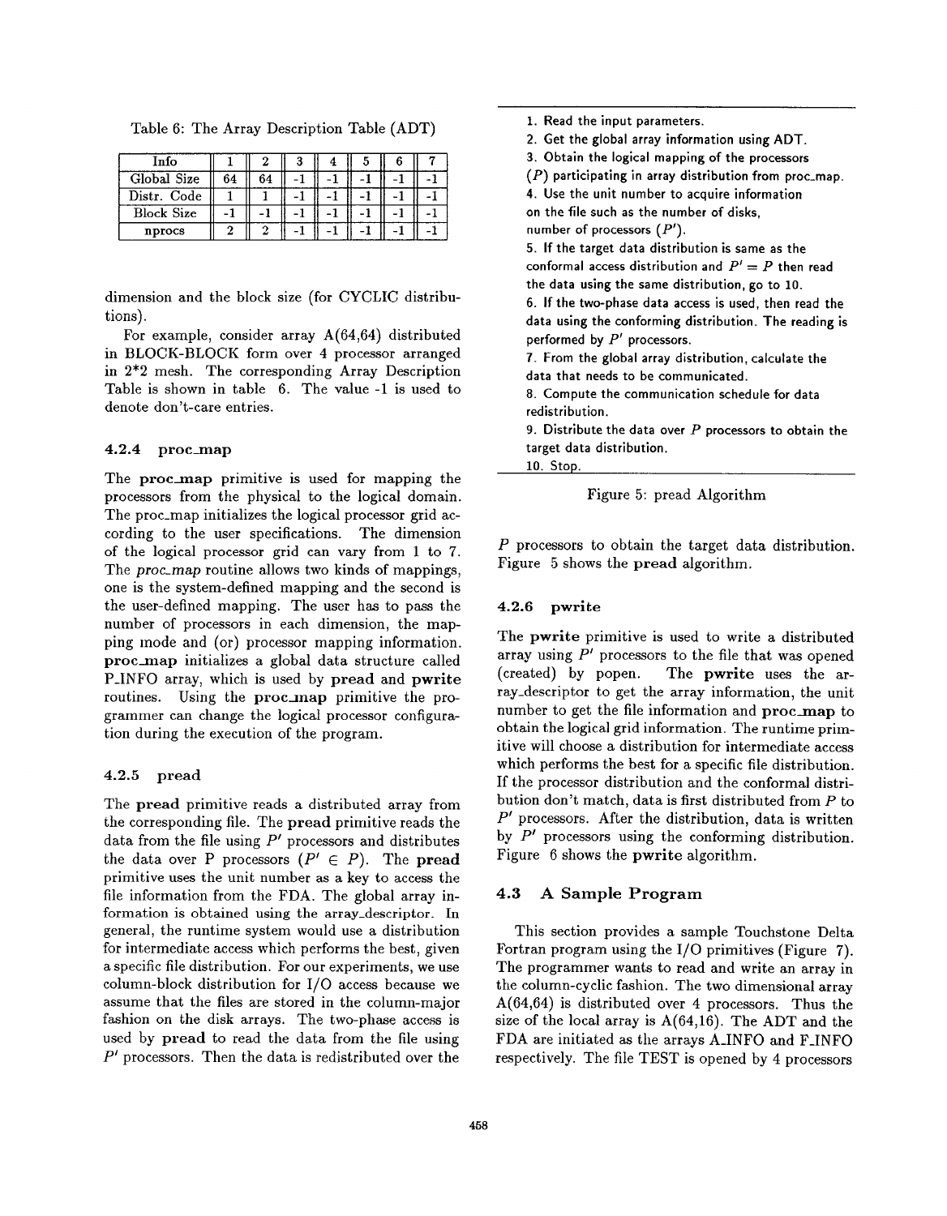Table 6: The Array Description Table (ADT)

| Info | 1 | 2 | 3 | 4 | 5 | 6 | 7 |
|---|---|---|---|---|---|---|---|
| Global Size | 64 | 64 | -1 | -1 | -1 | -1 | -1 |
| Distr. Code | 1 | 1 | -1 | -1 | -1 | -1 | -1 |
| Block Size | -1 | -1 | -1 | -1 | -1 | -1 | -1 |
| nprocs | 2 | 2 | -1 | -1 | -1 | -1 | -1 |

dimension and the block size (for CYCLIC distributions).

For example, consider array A(64,64) distributed in BLOCK-BLOCK form over 4 processor arranged in 2*2 mesh. The corresponding Array Description Table is shown in table 6. The value -1 is used to denote don't-care entries.

### 4.2.4 proc_map

The **proc_map** primitive is used for mapping the processors from the physical to the logical domain. The proc_map initializes the logical processor grid according to the user specifications. The dimension of the logical processor grid can vary from 1 to 7. The *proc_map* routine allows two kinds of mappings, one is the system-defined mapping and the second is the user-defined mapping. The user has to pass the number of processors in each dimension, the mapping mode and (or) processor mapping information. **proc_map** initializes a global data structure called P_INFO array, which is used by **pread** and **pwrite** routines. Using the **proc_map** primitive the programmer can change the logical processor configuration during the execution of the program.

### 4.2.5 pread

The **pread** primitive reads a distributed array from the corresponding file. The **pread** primitive reads the data from the file using $P'$ processors and distributes the data over P processors ($P' \in P$). The **pread** primitive uses the unit number as a key to access the file information from the FDA. The global array information is obtained using the array_descriptor. In general, the runtime system would use a distribution for intermediate access which performs the best, given a specific file distribution. For our experiments, we use column-block distribution for I/O access because we assume that the files are stored in the column-major fashion on the disk arrays. The two-phase access is used by **pread** to read the data from the file using $P'$ processors. Then the data is redistributed over the $P$ processors to obtain the target data distribution. Figure 5 shows the **pread** algorithm.

1. Read the input parameters.
2. Get the global array information using ADT.
3. Obtain the logical mapping of the processors ($P$) participating in array distribution from proc_map.
4. Use the unit number to acquire information on the file such as the number of disks, number of processors ($P'$).
5. If the target data distribution is same as the conformal access distribution and $P' = P$ then read the data using the same distribution, go to 10.
6. If the two-phase data access is used, then read the data using the conforming distribution. The reading is performed by $P'$ processors.
7. From the global array distribution, calculate the data that needs to be communicated.
8. Compute the communication schedule for data redistribution.
9. Distribute the data over $P$ processors to obtain the target data distribution.
10. Stop.

Figure 5: pread Algorithm

### 4.2.6 pwrite

The **pwrite** primitive is used to write a distributed array using $P'$ processors to the file that was opened (created) by popen. The **pwrite** uses the array_descriptor to get the array information, the unit number to get the file information and **proc_map** to obtain the logical grid information. The runtime primitive will choose a distribution for intermediate access which performs the best for a specific file distribution. If the processor distribution and the conformal distribution don't match, data is first distributed from $P$ to $P'$ processors. After the distribution, data is written by $P'$ processors using the conforming distribution. Figure 6 shows the **pwrite** algorithm.

## 4.3 A Sample Program

This section provides a sample Touchstone Delta Fortran program using the I/O primitives (Figure 7). The programmer wants to read and write an array in the column-cyclic fashion. The two dimensional array A(64,64) is distributed over 4 processors. Thus the size of the local array is A(64,16). The ADT and the FDA are initiated as the arrays A_INFO and F_INFO respectively. The file TEST is opened by 4 processors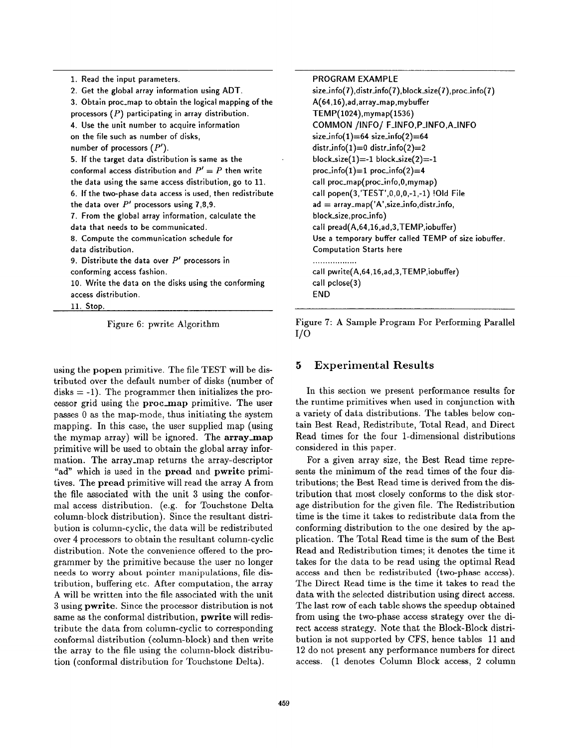1. Read the input parameters.
2. Get the global array information using ADT.
3. Obtain proc_map to obtain the logical mapping of the processors ($P$) participating in array distribution.
4. Use the unit number to acquire information on the file such as number of disks, number of processors ($P'$).
5. If the target data distribution is same as the conformal access distribution and $P' = P$ then write the data using the same access distribution, go to 11.
6. If the two-phase data access is used, then redistribute the data over $P'$ processors using 7,8,9.
7. From the global array information, calculate the data that needs to be communicated.
8. Compute the communication schedule for data distribution.
9. Distribute the data over $P'$ processors in conforming access fashion.
10. Write the data on the disks using the conforming access distribution.
11. Stop.

Figure 6: pwrite Algorithm

```
PROGRAM EXAMPLE
size_info(7),distr_info(7),block_size(7),proc_info(7)
A(64,16),ad,array_map,mybuffer
TEMP(1024),mymap(1536)
COMMON /INFO/ F_INFO,P_INFO,A_INFO
size_info(1)=64 size_info(2)=64
distr_info(1)=0 distr_info(2)=2
block_size(1)=-1 block_size(2)=-1
proc_info(1)=1 proc_info(2)=4
call proc_map(proc_info,0,mymap)
call popen(3,'TEST',0,0,0,-1,-1) !Old File
ad = array_map('A',size_info,distr_info,
block_size,proc_info)
call pread(A,64,16,ad,3,TEMP,iobuffer)
Use a temporary buffer called TEMP of size iobuffer.
Computation Starts here
..................
call pwrite(A,64,16,ad,3,TEMP,iobuffer)
call pclose(3)
END
```

Figure 7: A Sample Program For Performing Parallel I/O

using the **popen** primitive. The file TEST will be distributed over the default number of disks (number of disks = -1). The programmer then initializes the processor grid using the **proc_map** primitive. The user passes 0 as the map-mode, thus initiating the system mapping. In this case, the user supplied map (using the mymap array) will be ignored. The **array_map** primitive will be used to obtain the global array information. The array_map returns the array-descriptor "ad" which is used in the **pread** and **pwrite** primitives. The **pread** primitive will read the array A from the file associated with the unit 3 using the conformal access distribution. (e.g. for Touchstone Delta column-block distribution). Since the resultant distribution is column-cyclic, the data will be redistributed over 4 processors to obtain the resultant column-cyclic distribution. Note the convenience offered to the programmer by the primitive because the user no longer needs to worry about pointer manipulations, file distribution, buffering etc. After computation, the array A will be written into the file associated with the unit 3 using **pwrite**. Since the processor distribution is not same as the conformal distribution, **pwrite** will redistribute the data from column-cyclic to corresponding conformal distribution (column-block) and then write the array to the file using the column-block distribution (conformal distribution for Touchstone Delta).

## 5 Experimental Results

In this section we present performance results for the runtime primitives when used in conjunction with a variety of data distributions. The tables below contain Best Read, Redistribute, Total Read, and Direct Read times for the four 1-dimensional distributions considered in this paper.

For a given array size, the Best Read time represents the minimum of the read times of the four distributions; the Best Read time is derived from the distribution that most closely conforms to the disk storage distribution for the given file. The Redistribution time is the time it takes to redistribute data from the conforming distribution to the one desired by the application. The Total Read time is the sum of the Best Read and Redistribution times; it denotes the time it takes for the data to be read using the optimal Read access and then be redistributed (two-phase access). The Direct Read time is the time it takes to read the data with the selected distribution using direct access. The last row of each table shows the speedup obtained from using the two-phase access strategy over the direct access strategy. Note that the Block-Block distribution is not supported by CFS, hence tables 11 and 12 do not present any performance numbers for direct access. (1 denotes Column Block access, 2 column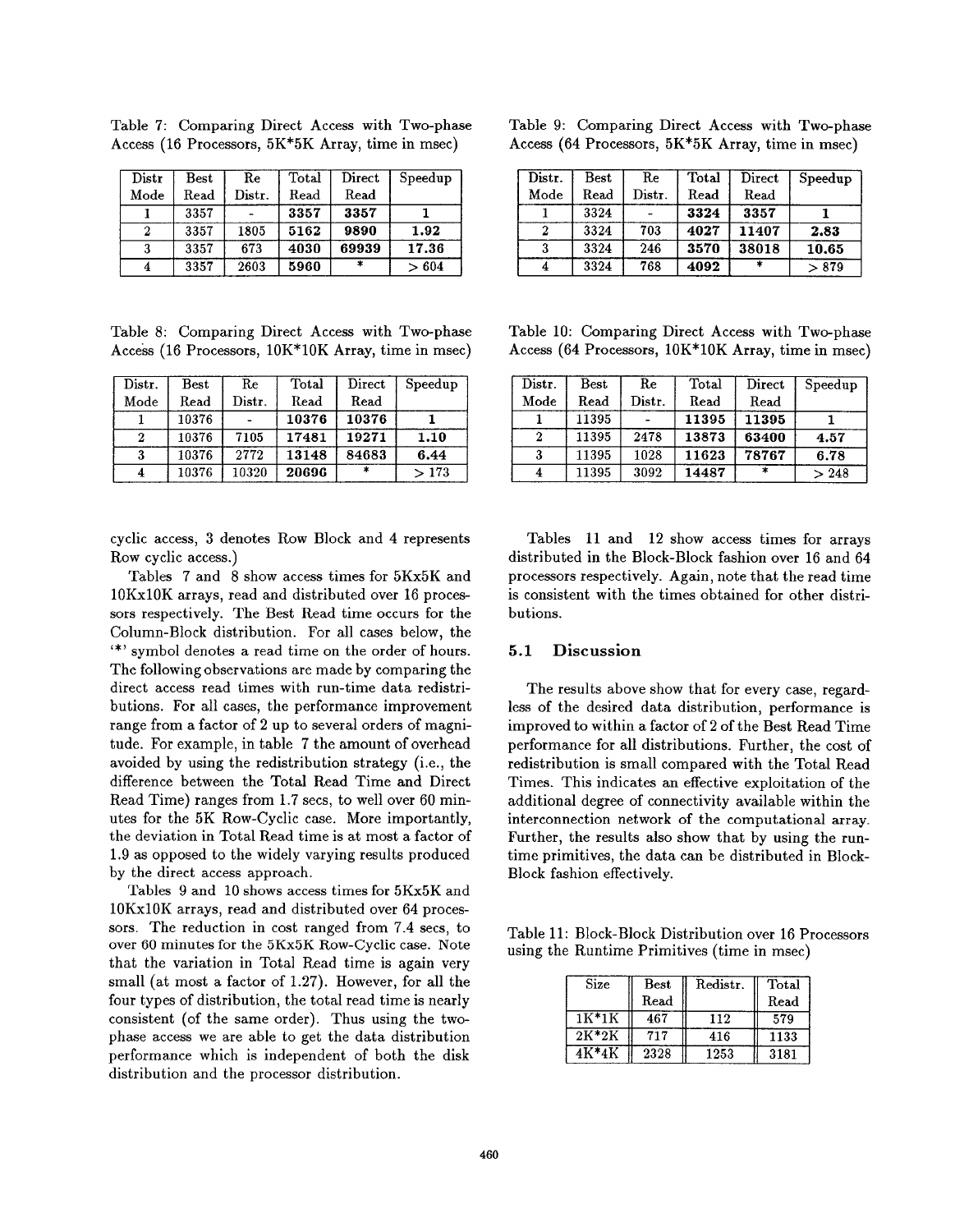Table 7: Comparing Direct Access with Two-phase Access (16 Processors, 5K*5K Array, time in msec)

| Distr Mode | Best Read | Re Distr. | Total Read | Direct Read | Speedup |
|---|---|---|---|---|---|
| 1 | 3357 | - | **3357** | **3357** | **1** |
| 2 | 3357 | 1805 | **5162** | **9890** | **1.92** |
| 3 | 3357 | 673 | **4030** | **69939** | **17.36** |
| 4 | 3357 | 2603 | **5960** | * | > 604 |

Table 8: Comparing Direct Access with Two-phase Access (16 Processors, 10K*10K Array, time in msec)

| Distr. Mode | Best Read | Re Distr. | Total Read | Direct Read | Speedup |
|---|---|---|---|---|---|
| 1 | 10376 | - | **10376** | **10376** | **1** |
| 2 | 10376 | 7105 | **17481** | **19271** | **1.10** |
| 3 | 10376 | 2772 | **13148** | **84683** | **6.44** |
| 4 | 10376 | 10320 | **20696** | * | > 173 |

cyclic access, 3 denotes Row Block and 4 represents Row cyclic access.)

Tables 7 and 8 show access times for 5Kx5K and 10Kx10K arrays, read and distributed over 16 processors respectively. The Best Read time occurs for the Column-Block distribution. For all cases below, the '*' symbol denotes a read time on the order of hours. The following observations are made by comparing the direct access read times with run-time data redistributions. For all cases, the performance improvement range from a factor of 2 up to several orders of magnitude. For example, in table 7 the amount of overhead avoided by using the redistribution strategy (i.e., the difference between the Total Read Time and Direct Read Time) ranges from 1.7 secs, to well over 60 minutes for the 5K Row-Cyclic case. More importantly, the deviation in Total Read time is at most a factor of 1.9 as opposed to the widely varying results produced by the direct access approach.

Tables 9 and 10 shows access times for 5Kx5K and 10Kx10K arrays, read and distributed over 64 processors. The reduction in cost ranged from 7.4 secs, to over 60 minutes for the 5Kx5K Row-Cyclic case. Note that the variation in Total Read time is again very small (at most a factor of 1.27). However, for all the four types of distribution, the total read time is nearly consistent (of the same order). Thus using the two-phase access we are able to get the data distribution performance which is independent of both the disk distribution and the processor distribution.

Table 9: Comparing Direct Access with Two-phase Access (64 Processors, 5K*5K Array, time in msec)

| Distr. Mode | Best Read | Re Distr. | Total Read | Direct Read | Speedup |
|---|---|---|---|---|---|
| 1 | 3324 | - | **3324** | **3357** | **1** |
| 2 | 3324 | 703 | **4027** | **11407** | **2.83** |
| 3 | 3324 | 246 | **3570** | **38018** | **10.65** |
| 4 | 3324 | 768 | **4092** | * | > 879 |

Table 10: Comparing Direct Access with Two-phase Access (64 Processors, 10K*10K Array, time in msec)

| Distr. Mode | Best Read | Re Distr. | Total Read | Direct Read | Speedup |
|---|---|---|---|---|---|
| 1 | 11395 | - | **11395** | **11395** | **1** |
| 2 | 11395 | 2478 | **13873** | **63400** | **4.57** |
| 3 | 11395 | 1028 | **11623** | **78767** | **6.78** |
| 4 | 11395 | 3092 | **14487** | * | > 248 |

Tables 11 and 12 show access times for arrays distributed in the Block-Block fashion over 16 and 64 processors respectively. Again, note that the read time is consistent with the times obtained for other distributions.

## 5.1 Discussion

The results above show that for every case, regardless of the desired data distribution, performance is improved to within a factor of 2 of the Best Read Time performance for all distributions. Further, the cost of redistribution is small compared with the Total Read Times. This indicates an effective exploitation of the additional degree of connectivity available within the interconnection network of the computational array. Further, the results also show that by using the run-time primitives, the data can be distributed in Block-Block fashion effectively.

Table 11: Block-Block Distribution over 16 Processors using the Runtime Primitives (time in msec)

| Size | Best Read | Redistr. | Total Read |
|---|---|---|---|
| 1K*1K | 467 | 112 | 579 |
| 2K*2K | 717 | 416 | 1133 |
| 4K*4K | 2328 | 1253 | 3181 |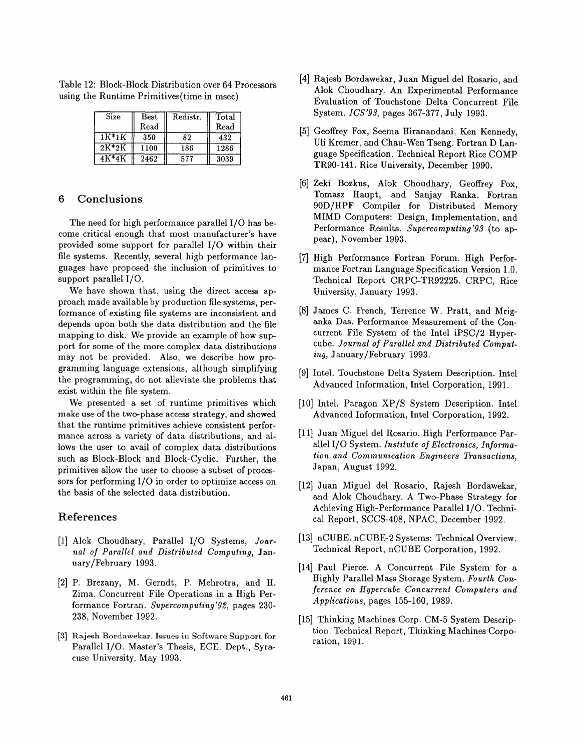Table 12: Block-Block Distribution over 64 Processors using the Runtime Primitives(time in msec)

| Size | Best Read | Redistr. | Total Read |
|---|---|---|---|
| 1K*1K | 350 | 82 | 432 |
| 2K*2K | 1100 | 186 | 1286 |
| 4K*4K | 2462 | 577 | 3039 |

## 6 Conclusions

The need for high performance parallel I/O has become critical enough that most manufacturer's have provided some support for parallel I/O within their file systems. Recently, several high performance languages have proposed the inclusion of primitives to support parallel I/O.

We have shown that, using the direct access approach made available by production file systems, performance of existing file systems are inconsistent and depends upon both the data distribution and the file mapping to disk. We provide an example of how support for some of the more complex data distributions may not be provided. Also, we describe how programming language extensions, although simplifying the programming, do not alleviate the problems that exist within the file system.

We presented a set of runtime primitives which make use of the two-phase access strategy, and showed that the runtime primitives achieve consistent performance across a variety of data distributions, and allows the user to avail of complex data distributions such as Block-Block and Block-Cyclic. Further, the primitives allow the user to choose a subset of processors for performing I/O in order to optimize access on the basis of the selected data distribution.

## References

[1] Alok Choudhary, Parallel I/O Systems, *Journal of Parallel and Distributed Computing*, January/February 1993.

[2] P. Brezany, M. Gerndt, P. Mehrotra, and H. Zima. Concurrent File Operations in a High Performance Fortran. *Supercomputing'92*, pages 230-238, November 1992.

[3] Rajesh Bordawekar. Issues in Software Support for Parallel I/O. Master's Thesis, ECE. Dept., Syracuse University, May 1993.

[4] Rajesh Bordawekar, Juan Miguel del Rosario, and Alok Choudhary. An Experimental Performance Evaluation of Touchstone Delta Concurrent File System. *ICS'93*, pages 367-377, July 1993.

[5] Geoffrey Fox, Seema Hiranandani, Ken Kennedy, Uli Kremer, and Chau-Wen Tseng. Fortran D Language Specification. Technical Report Rice COMP TR90-141. Rice University, December 1990.

[6] Zeki Bozkus, Alok Choudhary, Geoffrey Fox, Tomasz Haupt, and Sanjay Ranka. Fortran 90D/HPF Compiler for Distributed Memory MIMD Computers: Design, Implementation, and Performance Results. *Supercomputing'93* (to appear), November 1993.

[7] High Performance Fortran Forum. High Performance Fortran Language Specification Version 1.0. Technical Report CRPC-TR92225. CRPC, Rice University, January 1993.

[8] James C. French, Terrence W. Pratt, and Mriganka Das. Performance Measurement of the Concurrent File System of the Intel iPSC/2 Hypercube. *Journal of Parallel and Distributed Computing*, January/February 1993.

[9] Intel. Touchstone Delta System Description. Intel Advanced Information, Intel Corporation, 1991.

[10] Intel. Paragon XP/S System Description. Intel Advanced Information, Intel Corporation, 1992.

[11] Juan Miguel del Rosario. High Performance Parallel I/O System. *Institute of Electronics, Information and Communication Engineers Transactions*, Japan, August 1992.

[12] Juan Miguel del Rosario, Rajesh Bordawekar, and Alok Choudhary. A Two-Phase Strategy for Achieving High-Performance Parallel I/O. Technical Report, SCCS-408, NPAC, December 1992.

[13] nCUBE. nCUBE-2 Systems: Technical Overview. Technical Report, nCUBE Corporation, 1992.

[14] Paul Pierce. A Concurrent File System for a Highly Parallel Mass Storage System. *Fourth Conference on Hypercube Concurrent Computers and Applications*, pages 155-160, 1989.

[15] Thinking Machines Corp. CM-5 System Description. Technical Report, Thinking Machines Corporation, 1991.